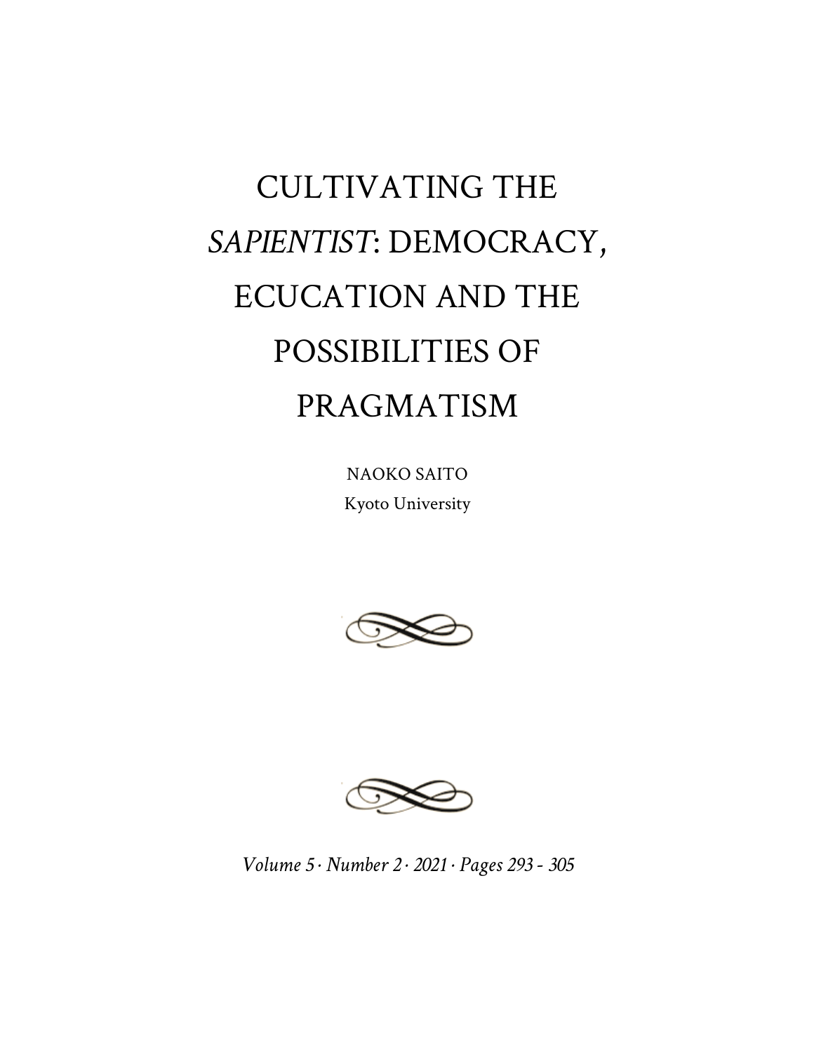# CULTIVATING THE *SAPIENTIST*: DEMOCRACY, ECUCATION AND THE POSSIBILITIES OF PRAGMATISM

NAOKO SAITO

Kyoto University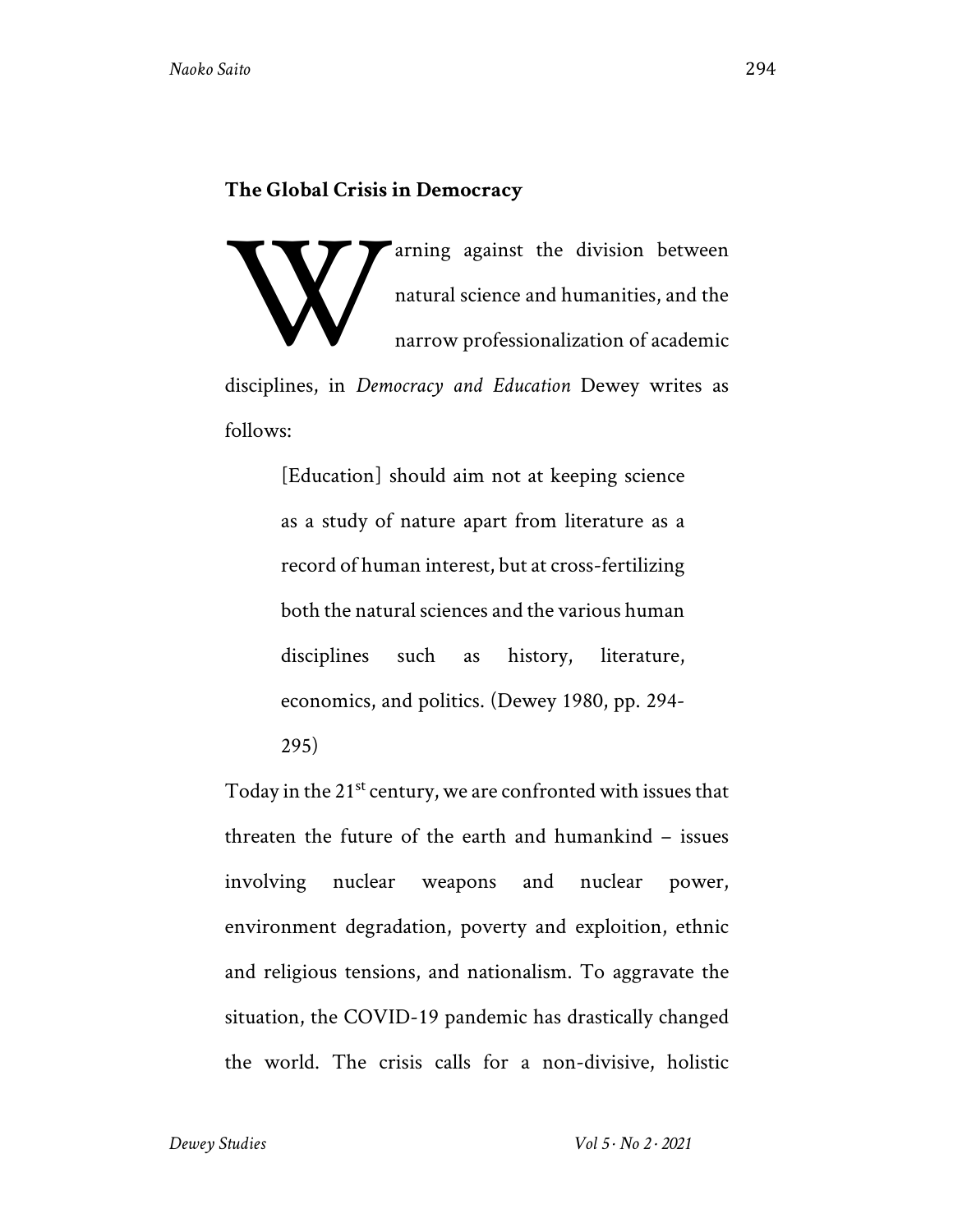## The Global Crisis in Democracy

Warning against the division between natural science and humanities, and the narrow professionalization of academic disciplines, in *Democracy and Education* Dewey writes as follows:

> [Education] should aim not at keeping science as a study of nature apart from literature as a record of human interest, but at cross-fertilizing both the natural sciences and the various human disciplines such as history, literature, economics, and politics. (Dewey 1980, pp. 294-295)

Today in the 21st century, we are confronted with issues that threaten the future of the earth and humankind – issues involving nuclear weapons and nuclear power, environment degradation, poverty and exploition, ethnic and religious tensions, and nationalism. To aggravate the situation, the COVID-19 pandemic has drastically changed the world. The crisis calls for a non-divisive, holistic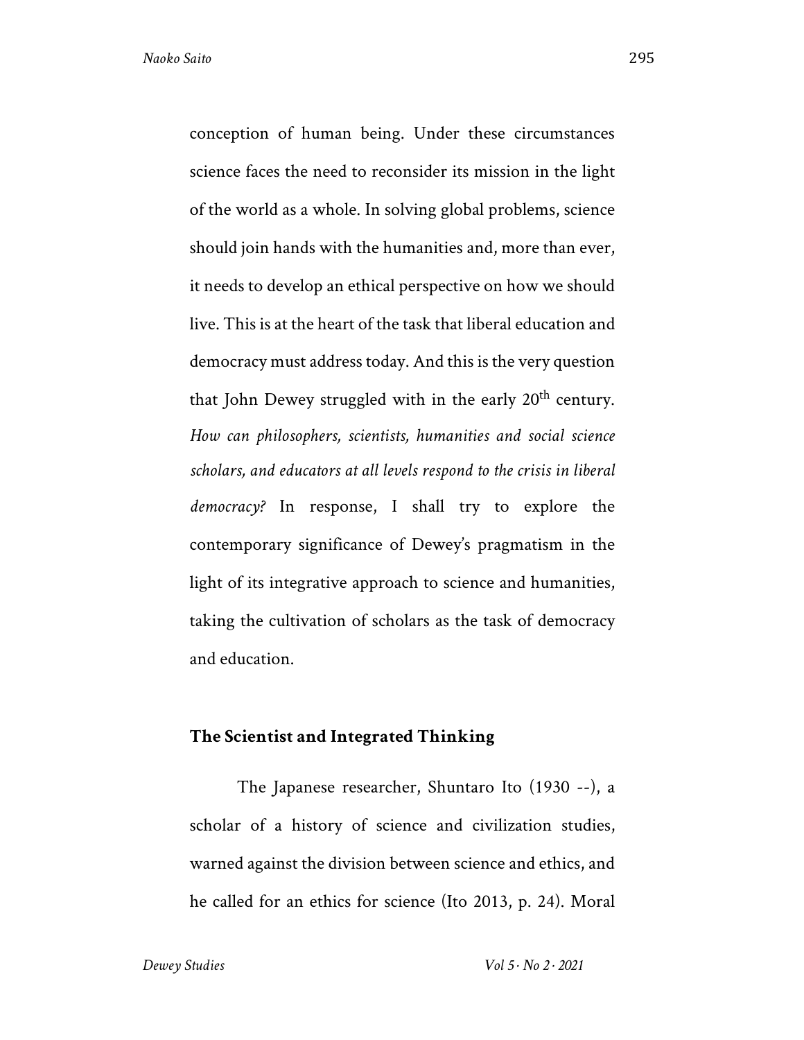conception of human being. Under these circumstances science faces the need to reconsider its mission in the light of the world as a whole. In solving global problems, science should join hands with the humanities and, more than ever, it needs to develop an ethical perspective on how we should live. This is at the heart of the task that liberal education and democracy must address today. And this is the very question that John Dewey struggled with in the early 20th century. *How can philosophers, scientists, humanities and social science scholars, and educators at all levels respond to the crisis in liberal democracy?* In response, I shall try to explore the contemporary significance of Dewey's pragmatism in the light of its integrative approach to science and humanities, taking the cultivation of scholars as the task of democracy and education.

## The Scientist and Integrated Thinking

The Japanese researcher, Shuntaro Ito (1930 --), a scholar of a history of science and civilization studies, warned against the division between science and ethics, and he called for an ethics for science (Ito 2013, p. 24). Moral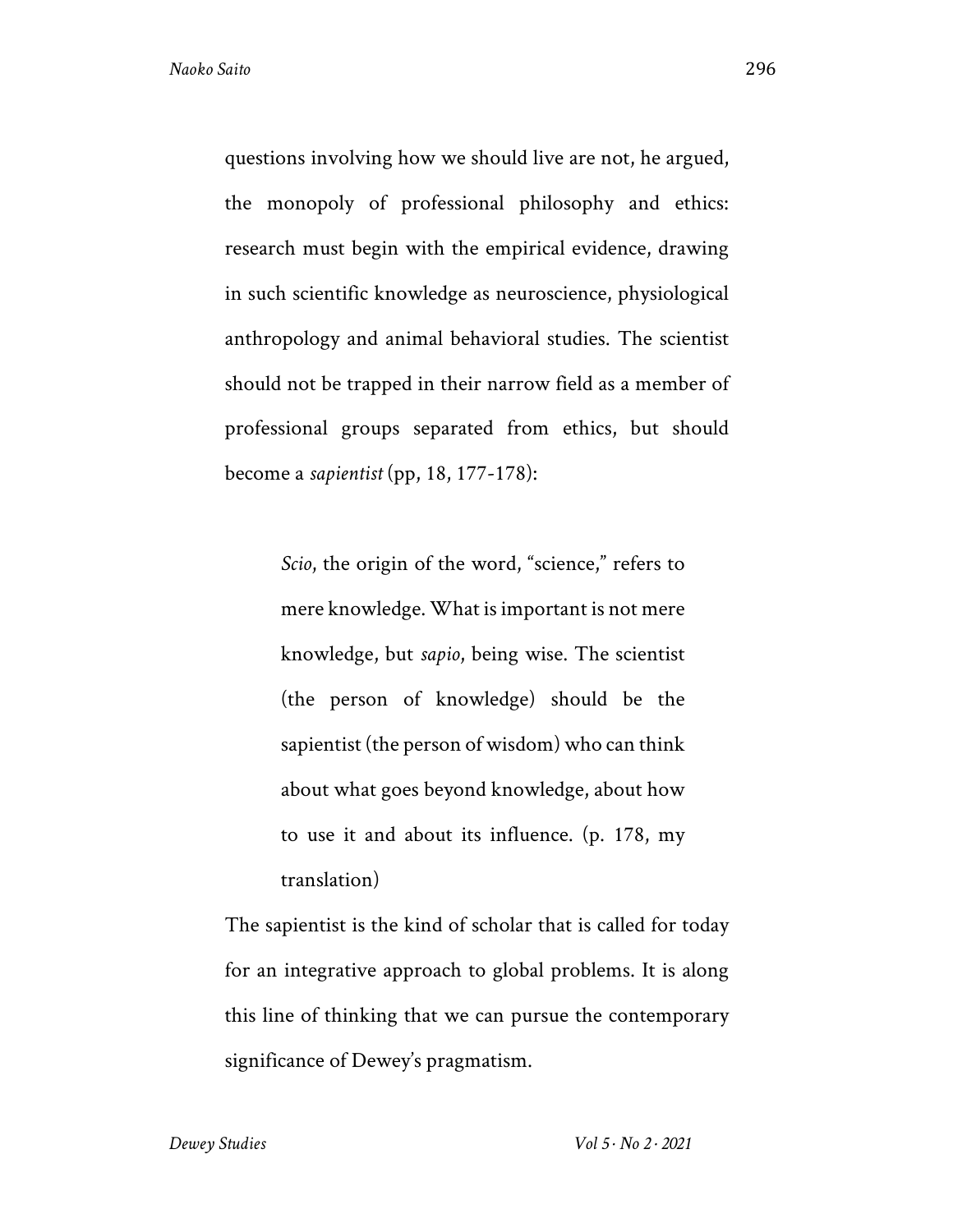questions involving how we should live are not, he argued, the monopoly of professional philosophy and ethics: research must begin with the empirical evidence, drawing in such scientific knowledge as neuroscience, physiological anthropology and animal behavioral studies. The scientist should not be trapped in their narrow field as a member of professional groups separated from ethics, but should become a *sapientist* (pp, 18, 177-178):

> *Scio*, the origin of the word, "science," refers to mere knowledge. What is important is not mere knowledge, but *sapio*, being wise. The scientist (the person of knowledge) should be the sapientist (the person of wisdom) who can think about what goes beyond knowledge, about how to use it and about its influence. (p. 178, my translation)

The sapientist is the kind of scholar that is called for today for an integrative approach to global problems. It is along this line of thinking that we can pursue the contemporary significance of Dewey's pragmatism.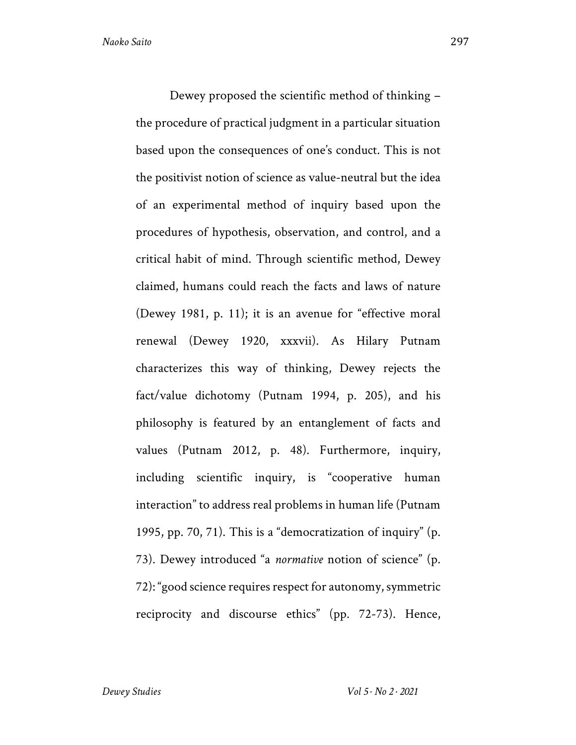Dewey proposed the scientific method of thinking – the procedure of practical judgment in a particular situation based upon the consequences of one's conduct. This is not the positivist notion of science as value-neutral but the idea of an experimental method of inquiry based upon the procedures of hypothesis, observation, and control, and a critical habit of mind. Through scientific method, Dewey claimed, humans could reach the facts and laws of nature (Dewey 1981, p. 11); it is an avenue for "effective moral renewal (Dewey 1920, xxxvii). As Hilary Putnam characterizes this way of thinking, Dewey rejects the fact/value dichotomy (Putnam 1994, p. 205), and his philosophy is featured by an entanglement of facts and values (Putnam 2012, p. 48). Furthermore, inquiry, including scientific inquiry, is "cooperative human interaction" to address real problems in human life (Putnam 1995, pp. 70, 71). This is a "democratization of inquiry" (p. 73). Dewey introduced "a *normative* notion of science" (p. 72): "good science requires respect for autonomy, symmetric reciprocity and discourse ethics" (pp. 72-73). Hence,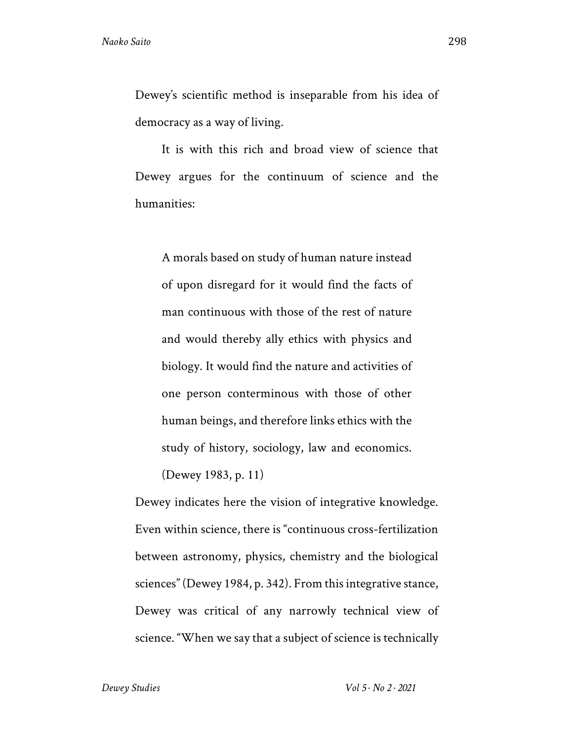Dewey's scientific method is inseparable from his idea of democracy as a way of living.

It is with this rich and broad view of science that Dewey argues for the continuum of science and the humanities:

> A morals based on study of human nature instead of upon disregard for it would find the facts of man continuous with those of the rest of nature and would thereby ally ethics with physics and biology. It would find the nature and activities of one person conterminous with those of other human beings, and therefore links ethics with the study of history, sociology, law and economics. (Dewey 1983, p. 11)

Dewey indicates here the vision of integrative knowledge. Even within science, there is "continuous cross-fertilization between astronomy, physics, chemistry and the biological sciences" (Dewey 1984, p. 342). From this integrative stance, Dewey was critical of any narrowly technical view of science. "When we say that a subject of science is technically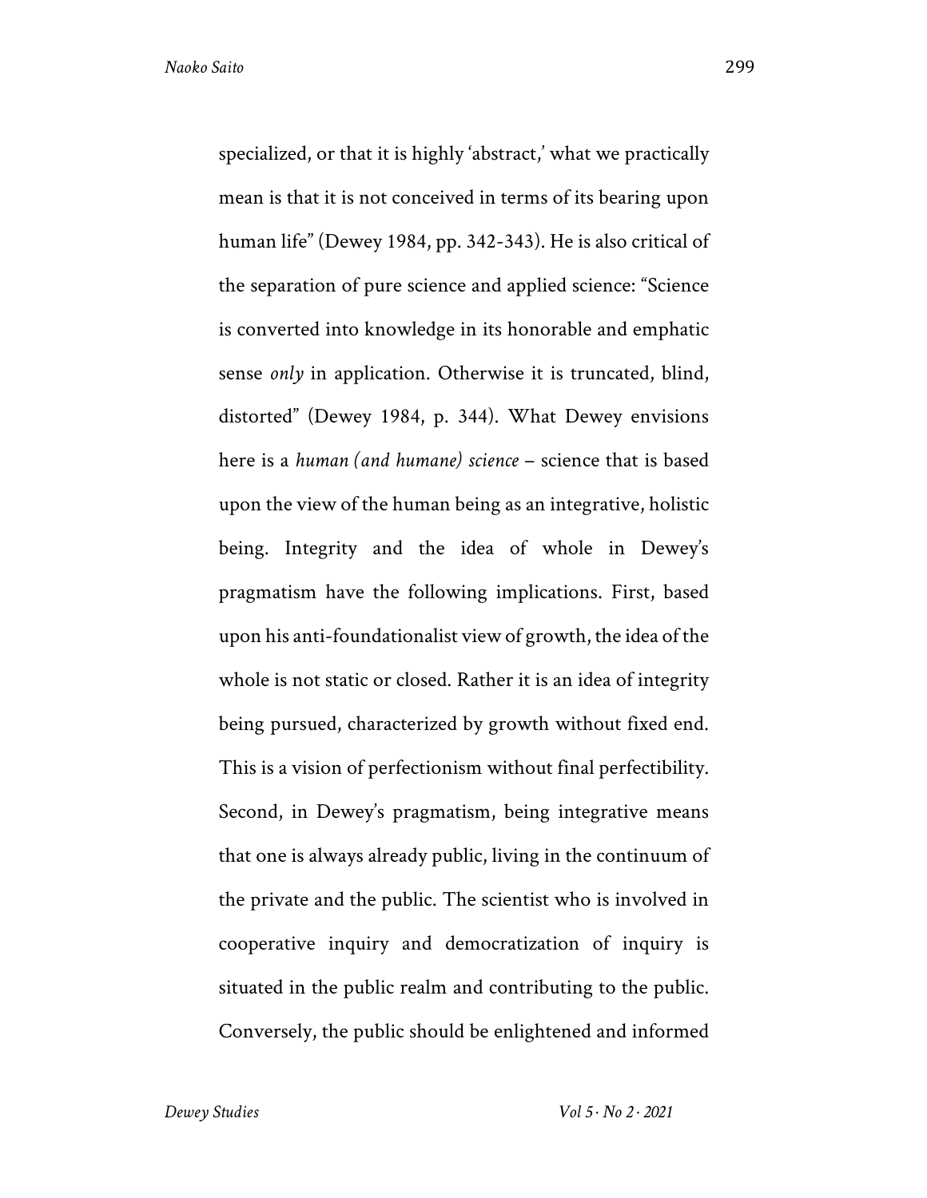specialized, or that it is highly 'abstract,' what we practically mean is that it is not conceived in terms of its bearing upon human life" (Dewey 1984, pp. 342-343). He is also critical of the separation of pure science and applied science: "Science is converted into knowledge in its honorable and emphatic sense *only* in application. Otherwise it is truncated, blind, distorted" (Dewey 1984, p. 344). What Dewey envisions here is a *human (and humane) science* – science that is based upon the view of the human being as an integrative, holistic being. Integrity and the idea of whole in Dewey's pragmatism have the following implications. First, based upon his anti-foundationalist view of growth, the idea of the whole is not static or closed. Rather it is an idea of integrity being pursued, characterized by growth without fixed end. This is a vision of perfectionism without final perfectibility. Second, in Dewey's pragmatism, being integrative means that one is always already public, living in the continuum of the private and the public. The scientist who is involved in cooperative inquiry and democratization of inquiry is situated in the public realm and contributing to the public. Conversely, the public should be enlightened and informed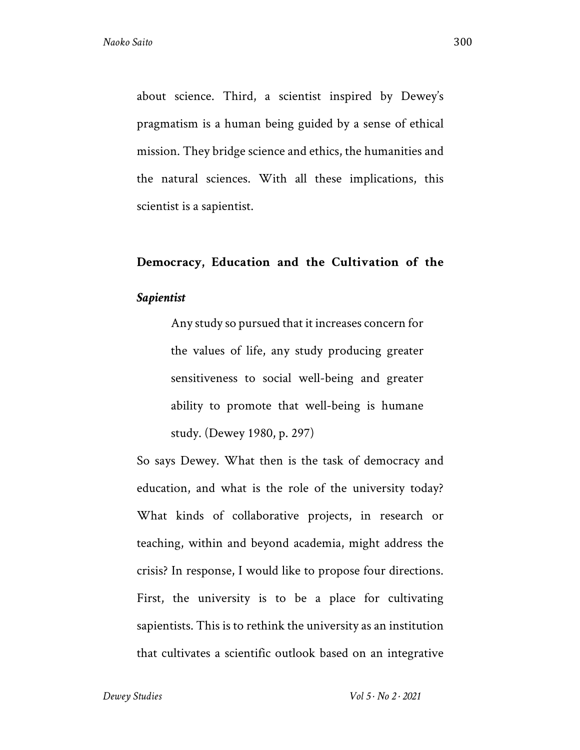about science. Third, a scientist inspired by Dewey's pragmatism is a human being guided by a sense of ethical mission. They bridge science and ethics, the humanities and the natural sciences. With all these implications, this scientist is a sapientist.

## Democracy, Education and the Cultivation of the *Sapientist*

> Any study so pursued that it increases concern for the values of life, any study producing greater sensitiveness to social well-being and greater ability to promote that well-being is humane study. (Dewey 1980, p. 297)

So says Dewey. What then is the task of democracy and education, and what is the role of the university today? What kinds of collaborative projects, in research or teaching, within and beyond academia, might address the crisis? In response, I would like to propose four directions. First, the university is to be a place for cultivating sapientists. This is to rethink the university as an institution that cultivates a scientific outlook based on an integrative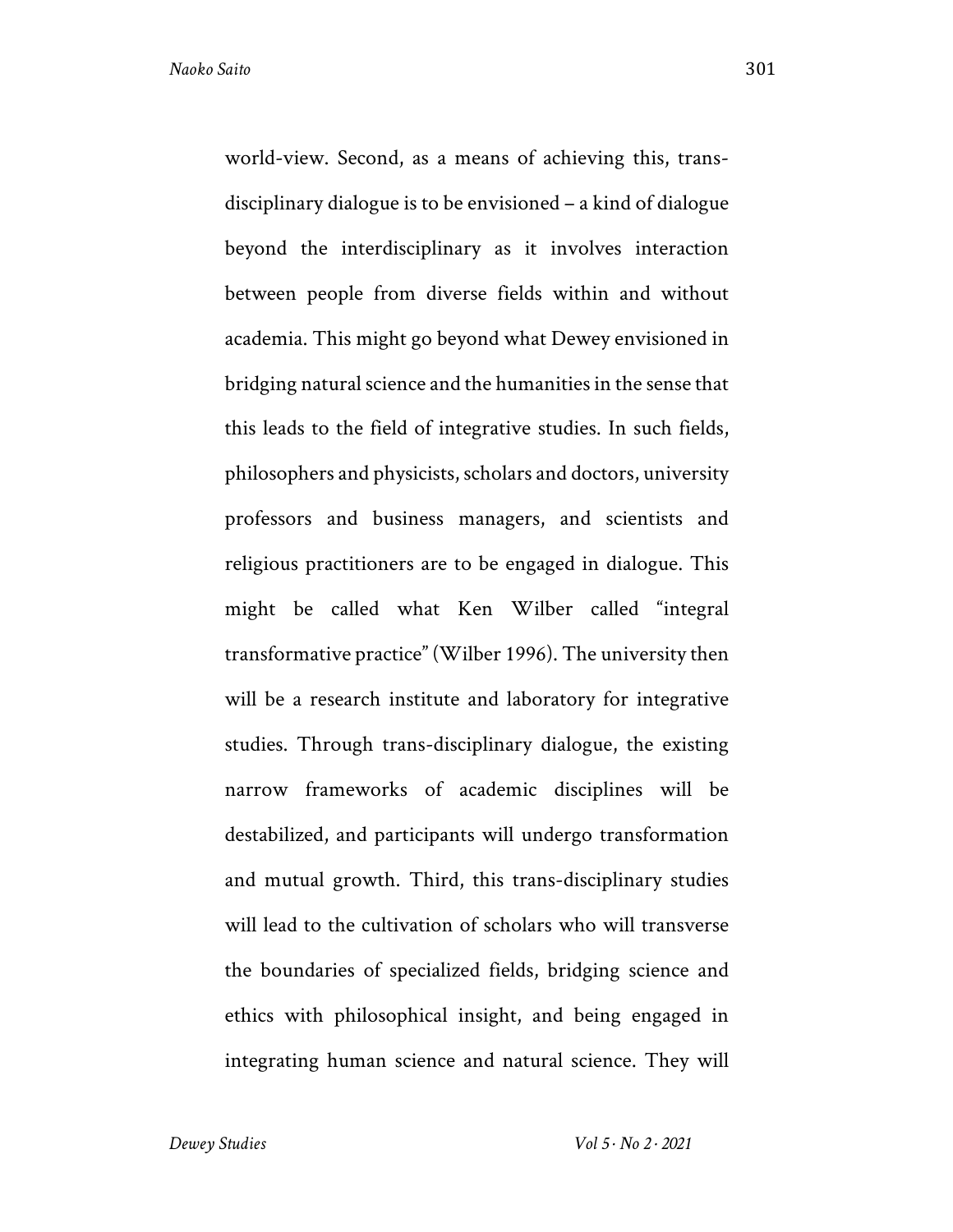world-view. Second, as a means of achieving this, trans-disciplinary dialogue is to be envisioned – a kind of dialogue beyond the interdisciplinary as it involves interaction between people from diverse fields within and without academia. This might go beyond what Dewey envisioned in bridging natural science and the humanities in the sense that this leads to the field of integrative studies. In such fields, philosophers and physicists, scholars and doctors, university professors and business managers, and scientists and religious practitioners are to be engaged in dialogue. This might be called what Ken Wilber called "integral transformative practice" (Wilber 1996). The university then will be a research institute and laboratory for integrative studies. Through trans-disciplinary dialogue, the existing narrow frameworks of academic disciplines will be destabilized, and participants will undergo transformation and mutual growth. Third, this trans-disciplinary studies will lead to the cultivation of scholars who will transverse the boundaries of specialized fields, bridging science and ethics with philosophical insight, and being engaged in integrating human science and natural science. They will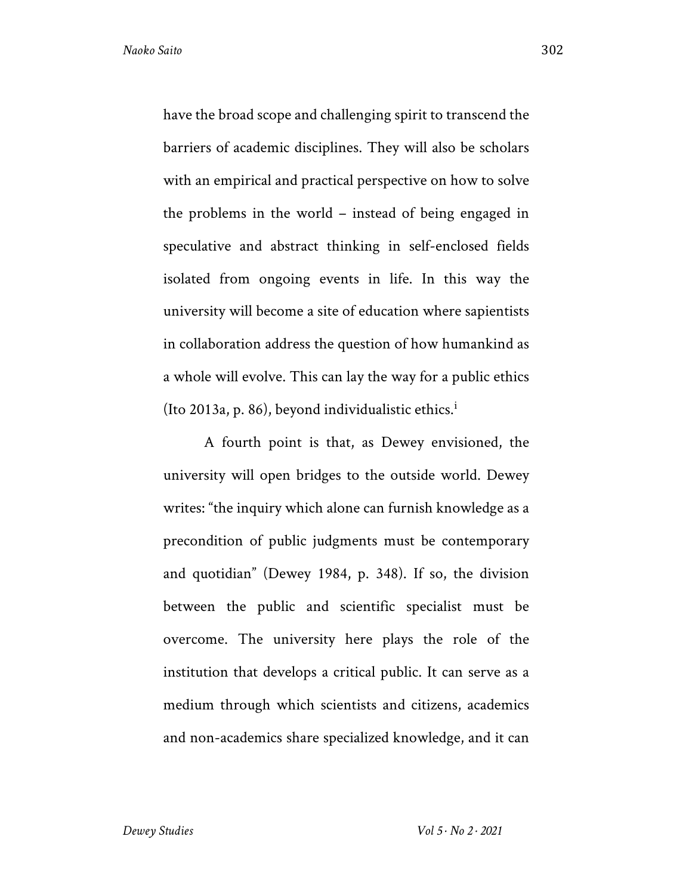have the broad scope and challenging spirit to transcend the barriers of academic disciplines. They will also be scholars with an empirical and practical perspective on how to solve the problems in the world – instead of being engaged in speculative and abstract thinking in self-enclosed fields isolated from ongoing events in life. In this way the university will become a site of education where sapientists in collaboration address the question of how humankind as a whole will evolve. This can lay the way for a public ethics (Ito 2013a, p. 86), beyond individualistic ethics.[i]

A fourth point is that, as Dewey envisioned, the university will open bridges to the outside world. Dewey writes: "the inquiry which alone can furnish knowledge as a precondition of public judgments must be contemporary and quotidian" (Dewey 1984, p. 348). If so, the division between the public and scientific specialist must be overcome. The university here plays the role of the institution that develops a critical public. It can serve as a medium through which scientists and citizens, academics and non-academics share specialized knowledge, and it can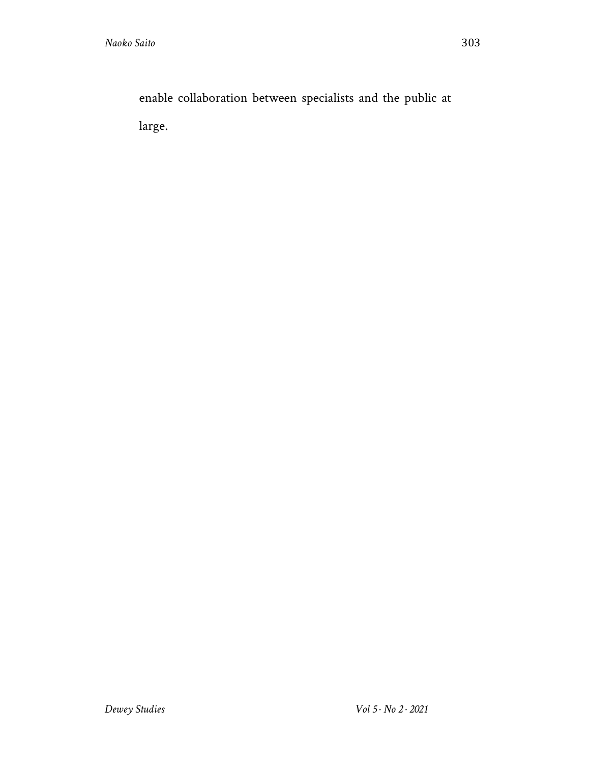enable collaboration between specialists and the public at large.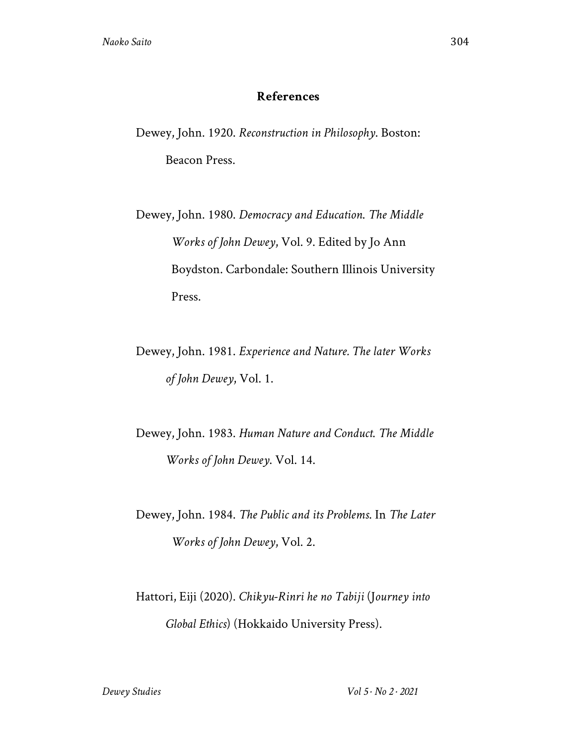## References

Dewey, John. 1920. *Reconstruction in Philosophy*. Boston: Beacon Press.

Dewey, John. 1980. *Democracy and Education. The Middle Works of John Dewey*, Vol. 9. Edited by Jo Ann Boydston. Carbondale: Southern Illinois University Press.

Dewey, John. 1981. *Experience and Nature. The later Works of John Dewey*, Vol. 1.

Dewey, John. 1983. *Human Nature and Conduct. The Middle Works of John Dewey*. Vol. 14.

Dewey, John. 1984. *The Public and its Problems*. In *The Later Works of John Dewey*, Vol. 2.

Hattori, Eiji (2020). *Chikyu-Rinri he no Tabiji* (*Journey into Global Ethics*) (Hokkaido University Press).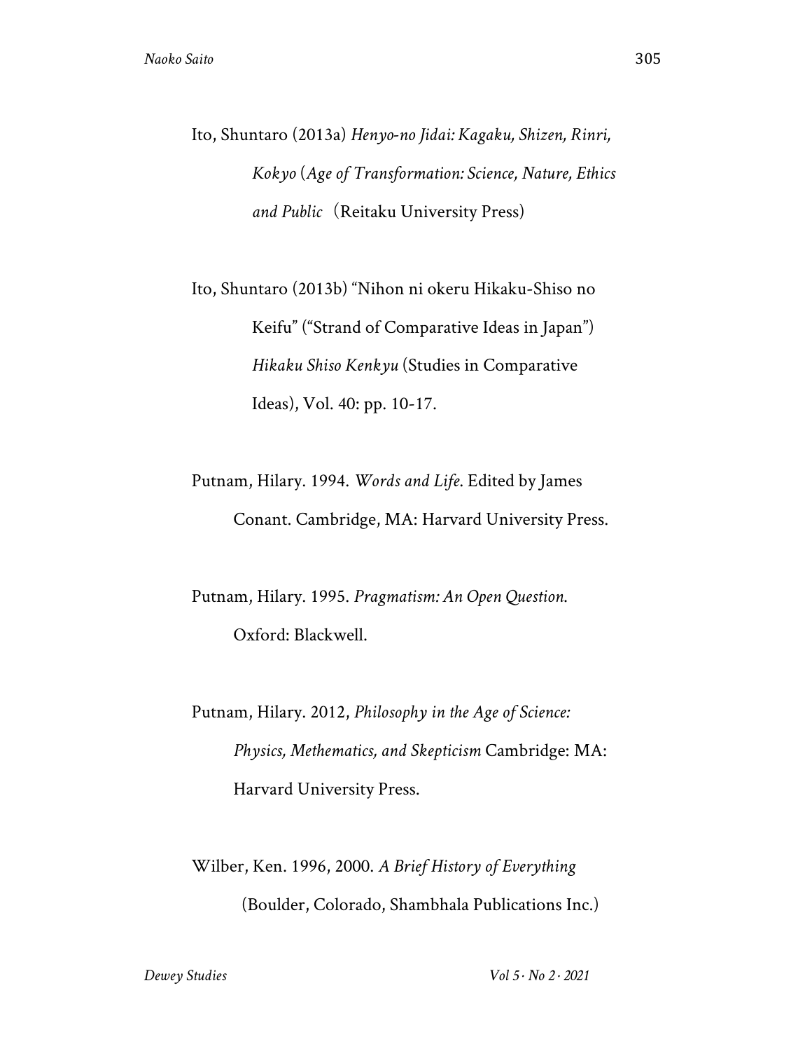Ito, Shuntaro (2013a) *Henyo-no Jidai: Kagaku, Shizen, Rinri, Kokyo* (*Age of Transformation: Science, Nature, Ethics and Public*（Reitaku University Press)

Ito, Shuntaro (2013b) "Nihon ni okeru Hikaku-Shiso no Keifu" ("Strand of Comparative Ideas in Japan") *Hikaku Shiso Kenkyu* (Studies in Comparative Ideas), Vol. 40: pp. 10-17.

Putnam, Hilary. 1994. *Words and Life*. Edited by James Conant. Cambridge, MA: Harvard University Press.

Putnam, Hilary. 1995. *Pragmatism: An Open Question.* Oxford: Blackwell.

Putnam, Hilary. 2012, *Philosophy in the Age of Science: Physics, Methematics, and Skepticism* Cambridge: MA: Harvard University Press.

Wilber, Ken. 1996, 2000. *A Brief History of Everything* (Boulder, Colorado, Shambhala Publications Inc.)